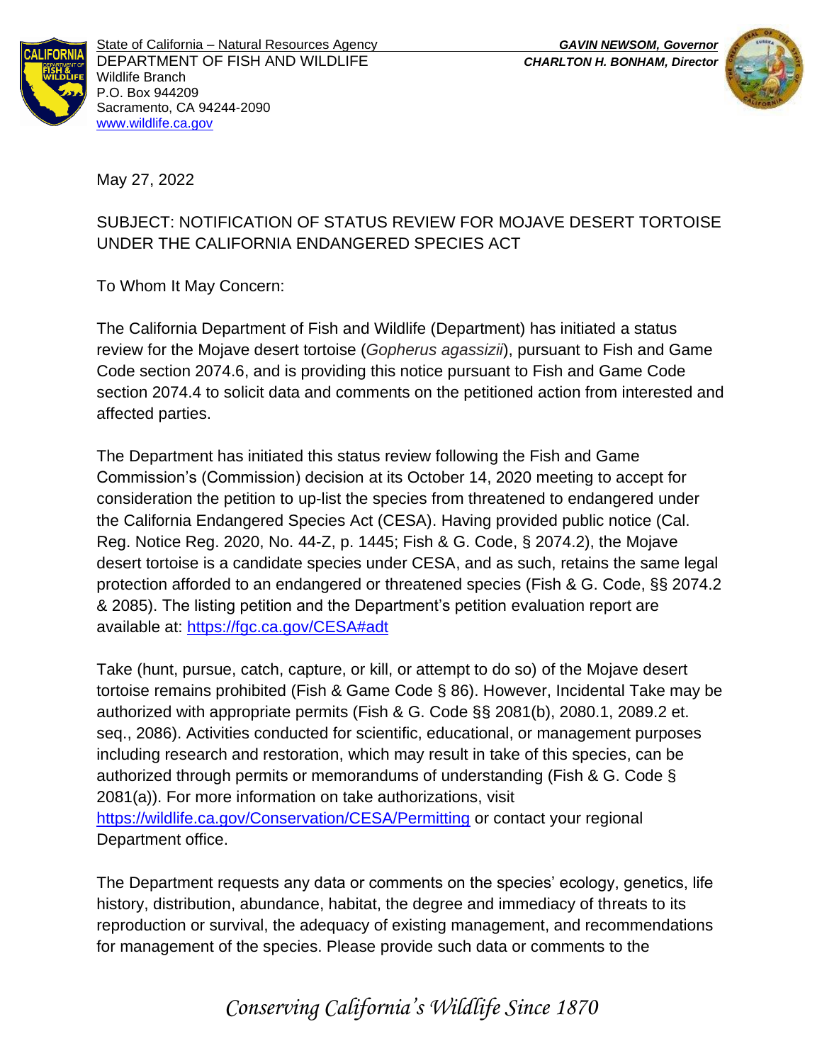State of California – Natural Resources Agency
DEPARTMENT OF FISH AND WILDLIFE
Wildlife Branch
P.O. Box 944209
Sacramento, CA 94244-2090
www.wildlife.ca.gov

***GAVIN NEWSOM, Governor***
***CHARLTON H. BONHAM, Director***

May 27, 2022

SUBJECT: NOTIFICATION OF STATUS REVIEW FOR MOJAVE DESERT TORTOISE UNDER THE CALIFORNIA ENDANGERED SPECIES ACT

To Whom It May Concern:

The California Department of Fish and Wildlife (Department) has initiated a status review for the Mojave desert tortoise (*Gopherus agassizii*), pursuant to Fish and Game Code section 2074.6, and is providing this notice pursuant to Fish and Game Code section 2074.4 to solicit data and comments on the petitioned action from interested and affected parties.

The Department has initiated this status review following the Fish and Game Commission's (Commission) decision at its October 14, 2020 meeting to accept for consideration the petition to up-list the species from threatened to endangered under the California Endangered Species Act (CESA). Having provided public notice (Cal. Reg. Notice Reg. 2020, No. 44-Z, p. 1445; Fish & G. Code, § 2074.2), the Mojave desert tortoise is a candidate species under CESA, and as such, retains the same legal protection afforded to an endangered or threatened species (Fish & G. Code, §§ 2074.2 & 2085). The listing petition and the Department's petition evaluation report are available at: https://fgc.ca.gov/CESA#adt

Take (hunt, pursue, catch, capture, or kill, or attempt to do so) of the Mojave desert tortoise remains prohibited (Fish & Game Code § 86). However, Incidental Take may be authorized with appropriate permits (Fish & G. Code §§ 2081(b), 2080.1, 2089.2 et. seq., 2086). Activities conducted for scientific, educational, or management purposes including research and restoration, which may result in take of this species, can be authorized through permits or memorandums of understanding (Fish & G. Code § 2081(a)). For more information on take authorizations, visit https://wildlife.ca.gov/Conservation/CESA/Permitting or contact your regional Department office.

The Department requests any data or comments on the species' ecology, genetics, life history, distribution, abundance, habitat, the degree and immediacy of threats to its reproduction or survival, the adequacy of existing management, and recommendations for management of the species. Please provide such data or comments to the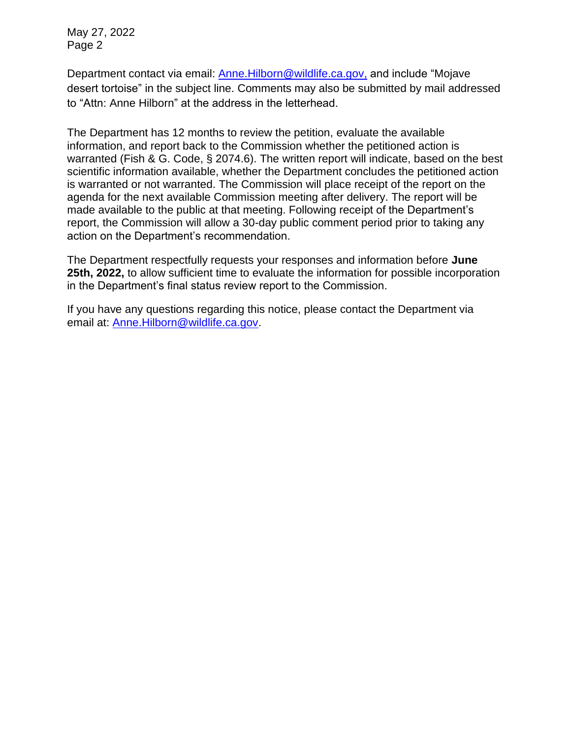Department contact via email: Anne.Hilborn@wildlife.ca.gov, and include "Mojave desert tortoise" in the subject line. Comments may also be submitted by mail addressed to "Attn: Anne Hilborn" at the address in the letterhead.

The Department has 12 months to review the petition, evaluate the available information, and report back to the Commission whether the petitioned action is warranted (Fish & G. Code, § 2074.6). The written report will indicate, based on the best scientific information available, whether the Department concludes the petitioned action is warranted or not warranted. The Commission will place receipt of the report on the agenda for the next available Commission meeting after delivery. The report will be made available to the public at that meeting. Following receipt of the Department's report, the Commission will allow a 30-day public comment period prior to taking any action on the Department's recommendation.

The Department respectfully requests your responses and information before **June 25th, 2022,** to allow sufficient time to evaluate the information for possible incorporation in the Department's final status review report to the Commission.

If you have any questions regarding this notice, please contact the Department via email at: Anne.Hilborn@wildlife.ca.gov.